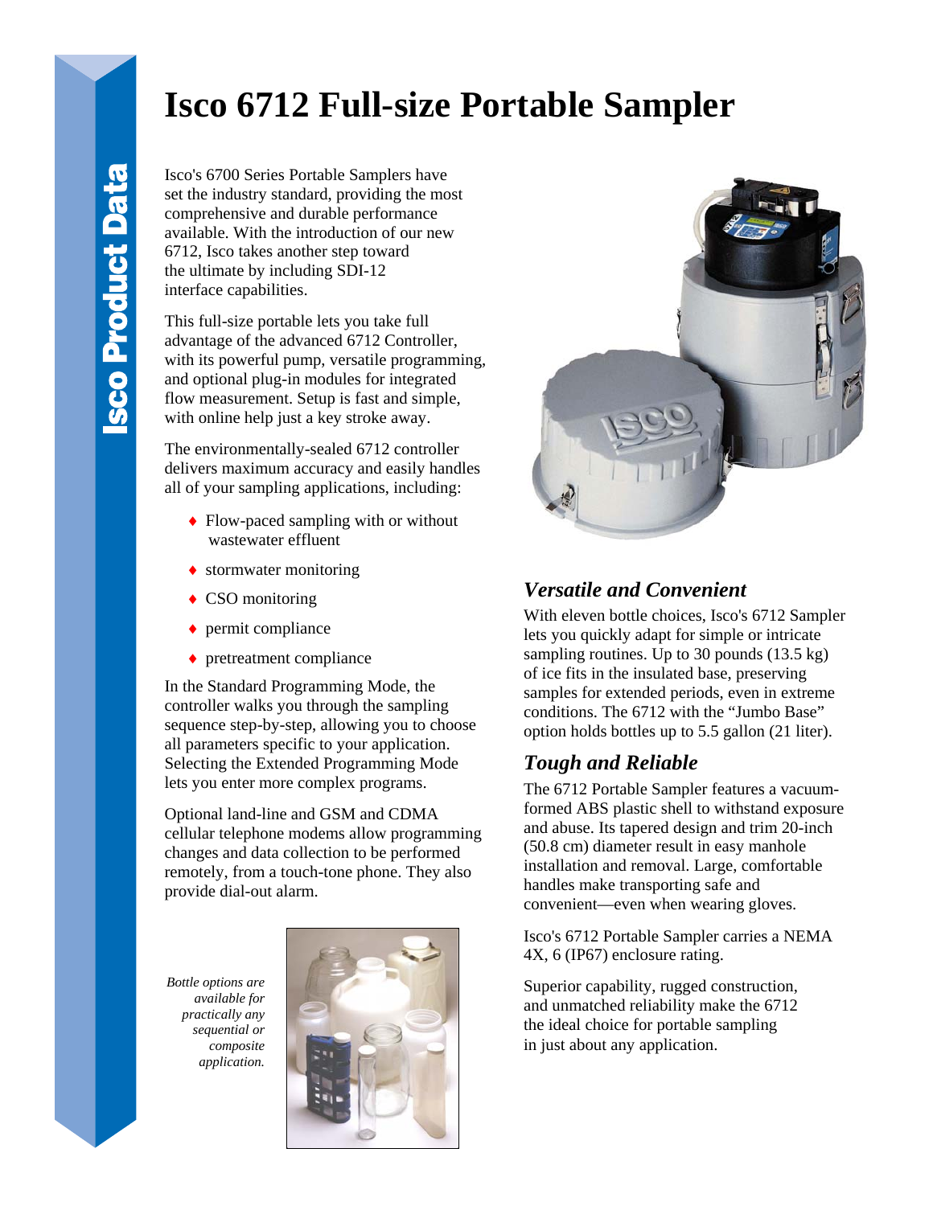# Isco 6712 Full-size Portable Sampler

Isco's 6700 Series Portable Samplers have set the industry standard, providing the most comprehensive and durable performance available. With the introduction of our new 6712, Isco takes another step toward the ultimate by including SDI-12 interface capabilities.

This full-size portable lets you take full advantage of the advanced 6712 Controller, with its powerful pump, versatile programming, and optional plug-in modules for integrated flow measurement. Setup is fast and simple, with online help just a key stroke away.

The environmentally-sealed 6712 controller delivers maximum accuracy and easily handles all of your sampling applications, including:

- Flow-paced sampling with or without wastewater effluent
- stormwater monitoring
- CSO monitoring
- permit compliance
- pretreatment compliance

In the Standard Programming Mode, the controller walks you through the sampling sequence step-by-step, allowing you to choose all parameters specific to your application. Selecting the Extended Programming Mode lets you enter more complex programs.

Optional land-line and GSM and CDMA cellular telephone modems allow programming changes and data collection to be performed remotely, from a touch-tone phone. They also provide dial-out alarm.

*Bottle options are available for practically any sequential or composite application.*

## *Versatile and Convenient*

With eleven bottle choices, Isco's 6712 Sampler lets you quickly adapt for simple or intricate sampling routines. Up to 30 pounds (13.5 kg) of ice fits in the insulated base, preserving samples for extended periods, even in extreme conditions. The 6712 with the "Jumbo Base" option holds bottles up to 5.5 gallon (21 liter).

## *Tough and Reliable*

The 6712 Portable Sampler features a vacuum-formed ABS plastic shell to withstand exposure and abuse. Its tapered design and trim 20-inch (50.8 cm) diameter result in easy manhole installation and removal. Large, comfortable handles make transporting safe and convenient—even when wearing gloves.

Isco's 6712 Portable Sampler carries a NEMA 4X, 6 (IP67) enclosure rating.

Superior capability, rugged construction, and unmatched reliability make the 6712 the ideal choice for portable sampling in just about any application.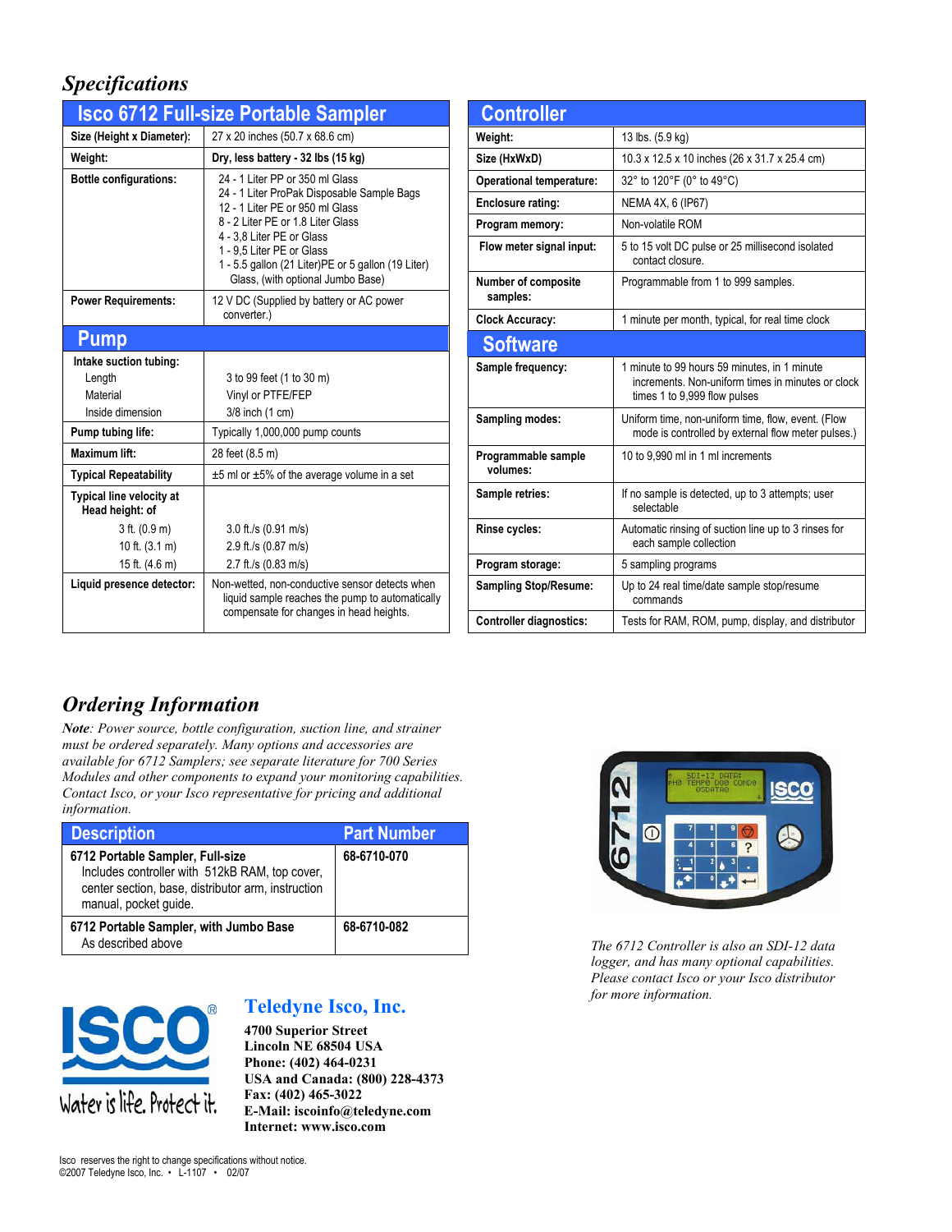## *Specifications*

| Isco 6712 Full-size Portable Sampler | |
|---|---|
| **Size (Height x Diameter):** | 27 x 20 inches (50.7 x 68.6 cm) |
| **Weight:** | **Dry, less battery - 32 lbs (15 kg)** |
| **Bottle configurations:** | 24 - 1 Liter PP or 350 ml Glass<br>24 - 1 Liter ProPak Disposable Sample Bags<br>12 - 1 Liter PE or 950 ml Glass<br>8 - 2 Liter PE or 1.8 Liter Glass<br>4 - 3,8 Liter PE or Glass<br>1 - 9,5 Liter PE or Glass<br>1 - 5.5 gallon (21 Liter)PE or 5 gallon (19 Liter) Glass, (with optional Jumbo Base) |
| **Power Requirements:** | 12 V DC (Supplied by battery or AC power converter.) |

| Pump | |
|---|---|
| **Intake suction tubing:** | |
| Length | 3 to 99 feet (1 to 30 m) |
| Material | Vinyl or PTFE/FEP |
| Inside dimension | 3/8 inch (1 cm) |
| **Pump tubing life:** | Typically 1,000,000 pump counts |
| **Maximum lift:** | 28 feet (8.5 m) |
| **Typical Repeatability** | ±5 ml or ±5% of the average volume in a set |
| **Typical line velocity at Head height: of** | |
| 3 ft. (0.9 m) | 3.0 ft./s (0.91 m/s) |
| 10 ft. (3.1 m) | 2.9 ft./s (0.87 m/s) |
| 15 ft. (4.6 m) | 2.7 ft./s (0.83 m/s) |
| **Liquid presence detector:** | Non-wetted, non-conductive sensor detects when liquid sample reaches the pump to automatically compensate for changes in head heights. |

| Controller | |
|---|---|
| **Weight:** | 13 lbs. (5.9 kg) |
| **Size (HxWxD)** | 10.3 x 12.5 x 10 inches (26 x 31.7 x 25.4 cm) |
| **Operational temperature:** | 32° to 120°F (0° to 49°C) |
| **Enclosure rating:** | NEMA 4X, 6 (IP67) |
| **Program memory:** | Non-volatile ROM |
| **Flow meter signal input:** | 5 to 15 volt DC pulse or 25 millisecond isolated contact closure. |
| **Number of composite samples:** | Programmable from 1 to 999 samples. |
| **Clock Accuracy:** | 1 minute per month, typical, for real time clock |

| Software | |
|---|---|
| **Sample frequency:** | 1 minute to 99 hours 59 minutes, in 1 minute increments. Non-uniform times in minutes or clock times 1 to 9,999 flow pulses |
| **Sampling modes:** | Uniform time, non-uniform time, flow, event. (Flow mode is controlled by external flow meter pulses.) |
| **Programmable sample volumes:** | 10 to 9,990 ml in 1 ml increments |
| **Sample retries:** | If no sample is detected, up to 3 attempts; user selectable |
| **Rinse cycles:** | Automatic rinsing of suction line up to 3 rinses for each sample collection |
| **Program storage:** | 5 sampling programs |
| **Sampling Stop/Resume:** | Up to 24 real time/date sample stop/resume commands |
| **Controller diagnostics:** | Tests for RAM, ROM, pump, display, and distributor |

## *Ordering Information*

***Note**: Power source, bottle configuration, suction line, and strainer must be ordered separately. Many options and accessories are available for 6712 Samplers; see separate literature for 700 Series Modules and other components to expand your monitoring capabilities. Contact Isco, or your Isco representative for pricing and additional information.*

| Description | Part Number |
|---|---|
| **6712 Portable Sampler, Full-size**<br>Includes controller with 512kB RAM, top cover, center section, base, distributor arm, instruction manual, pocket guide. | **68-6710-070** |
| **6712 Portable Sampler, with Jumbo Base**<br>As described above | **68-6710-082** |

*The 6712 Controller is also an SDI-12 data logger, and has many optional capabilities. Please contact Isco or your Isco distributor for more information.*

ISCO®
Water is life. Protect it.

**Teledyne Isco, Inc.**

**4700 Superior Street**
**Lincoln NE 68504 USA**
**Phone: (402) 464-0231**
**USA and Canada: (800) 228-4373**
**Fax: (402) 465-3022**
**E-Mail: iscoinfo@teledyne.com**
**Internet: www.isco.com**

Isco reserves the right to change specifications without notice.
©2007 Teledyne Isco, Inc. • L-1107 • 02/07